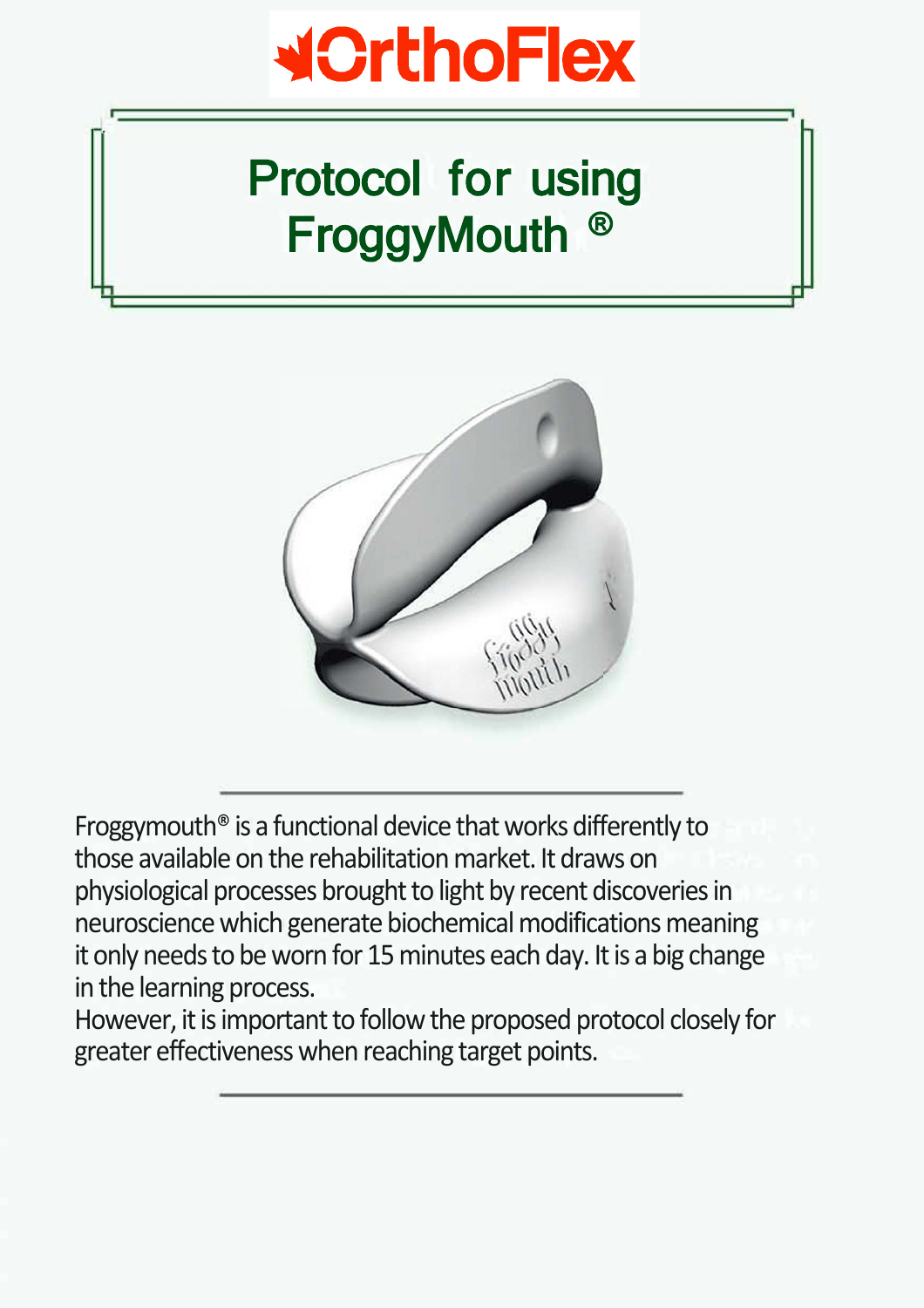OrthoFlex

# Protocol for using FroggyMouth ®

Froggymouth® is a functional device that works differently to those available on the rehabilitation market. It draws on physiological processes brought to light by recent discoveries in neuroscience which generate biochemical modifications meaning it only needs to be worn for 15 minutes each day. It is a big change in the learning process.
However, it is important to follow the proposed protocol closely for greater effectiveness when reaching target points.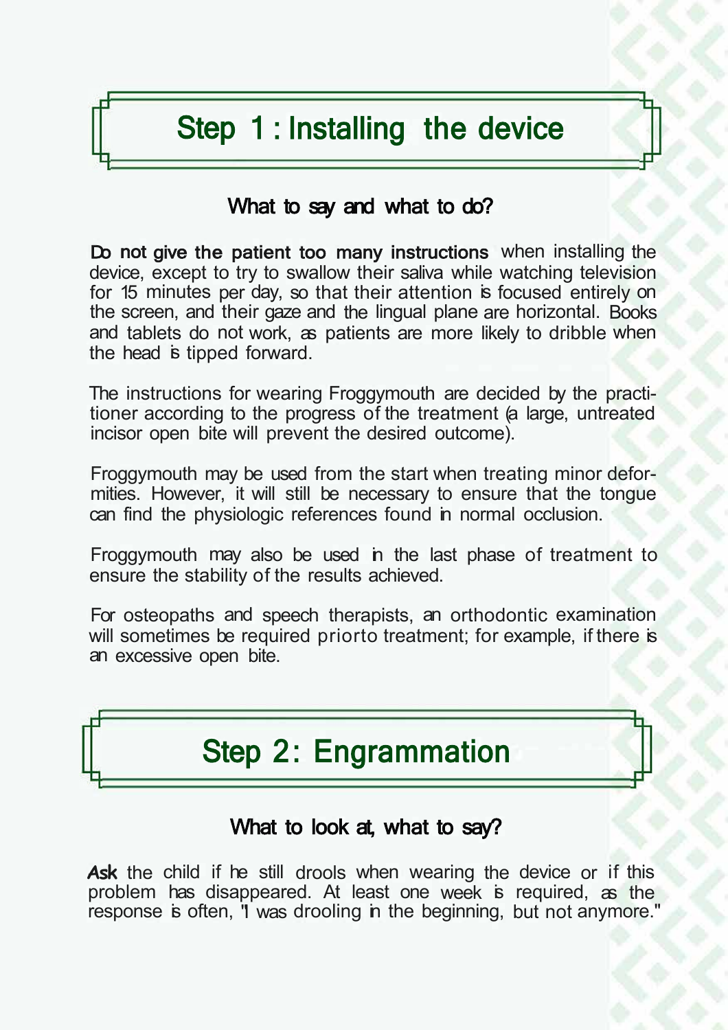# Step 1 : Installing the device

### What to say and what to do?

**Do not give the patient too many instructions** when installing the device, except to try to swallow their saliva while watching television for 15 minutes per day, so that their attention is focused entirely on the screen, and their gaze and the lingual plane are horizontal. Books and tablets do not work, as patients are more likely to dribble when the head is tipped forward.

The instructions for wearing Froggymouth are decided by the practitioner according to the progress of the treatment (a large, untreated incisor open bite will prevent the desired outcome).

Froggymouth may be used from the start when treating minor deformities. However, it will still be necessary to ensure that the tongue can find the physiologic references found in normal occlusion.

Froggymouth may also be used in the last phase of treatment to ensure the stability of the results achieved.

For osteopaths and speech therapists, an orthodontic examination will sometimes be required priorto treatment; for example, if there is an excessive open bite.

# Step 2: Engrammation

### What to look at, what to say?

**Ask** the child if he still drools when wearing the device or if this problem has disappeared. At least one week is required, as the response is often, "I was drooling in the beginning, but not anymore."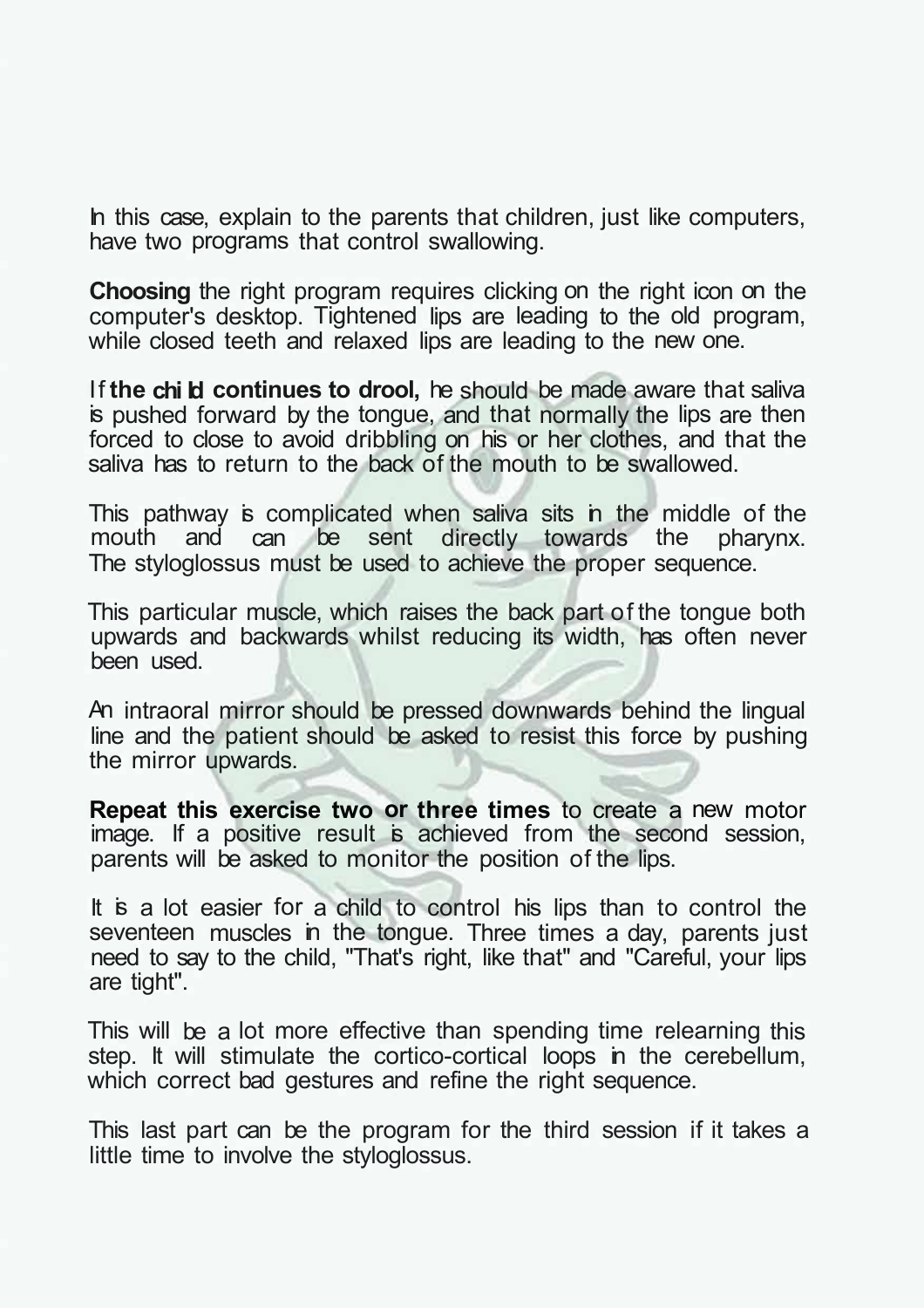In this case, explain to the parents that children, just like computers, have two programs that control swallowing.

**Choosing** the right program requires clicking on the right icon on the computer's desktop. Tightened lips are leading to the old program, while closed teeth and relaxed lips are leading to the new one.

If **the child continues to drool,** he should be made aware that saliva is pushed forward by the tongue, and that normally the lips are then forced to close to avoid dribbling on his or her clothes, and that the saliva has to return to the back of the mouth to be swallowed.

This pathway is complicated when saliva sits in the middle of the mouth and can be sent directly towards the pharynx. The styloglossus must be used to achieve the proper sequence.

This particular muscle, which raises the back part of the tongue both upwards and backwards whilst reducing its width, has often never been used.

An intraoral mirror should be pressed downwards behind the lingual line and the patient should be asked to resist this force by pushing the mirror upwards.

**Repeat this exercise two or three times** to create a new motor image. If a positive result is achieved from the second session, parents will be asked to monitor the position of the lips.

It is a lot easier for a child to control his lips than to control the seventeen muscles in the tongue. Three times a day, parents just need to say to the child, "That's right, like that" and "Careful, your lips are tight".

This will be a lot more effective than spending time relearning this step. It will stimulate the cortico-cortical loops in the cerebellum, which correct bad gestures and refine the right sequence.

This last part can be the program for the third session if it takes a little time to involve the styloglossus.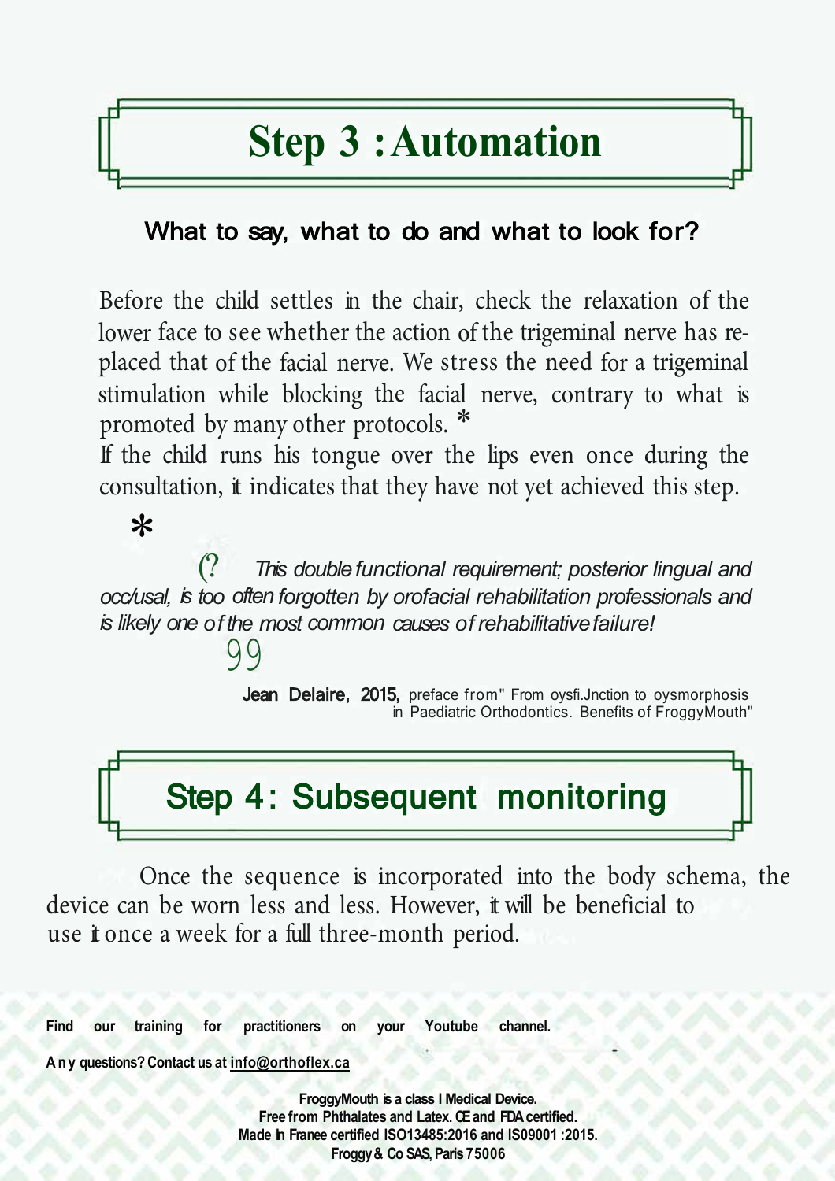# Step 3 : Automation

### What to say, what to do and what to look for?

Before the child settles in the chair, check the relaxation of the lower face to see whether the action of the trigeminal nerve has replaced that of the facial nerve. We stress the need for a trigeminal stimulation while blocking the facial nerve, contrary to what is promoted by many other protocols. *

If the child runs his tongue over the lips even once during the consultation, it indicates that they have not yet achieved this step.

*

> (? *This double functional requirement; posterior lingual and occlusal, is too often forgotten by orofacial rehabilitation professionals and is likely one of the most common causes of rehabilitative failure!*
> 99

**Jean Delaire, 2015,** preface from" From oysfi.Jnction to oysmorphosis in Paediatric Orthodontics. Benefits of FroggyMouth"

# Step 4: Subsequent monitoring

Once the sequence is incorporated into the body schema, the device can be worn less and less. However, it will be beneficial to use it once a week for a full three-month period.

**Find our training for practitioners on your Youtube channel.**

**Any questions? Contact us at info@orthoflex.ca**

**FroggyMouth is a class I Medical Device.**
**Free from Phthalates and Latex. CE and FDA certified.**
**Made In Franee certified ISO13485:2016 and IS09001 :2015.**
**Froggy & Co SAS, Paris 75006**